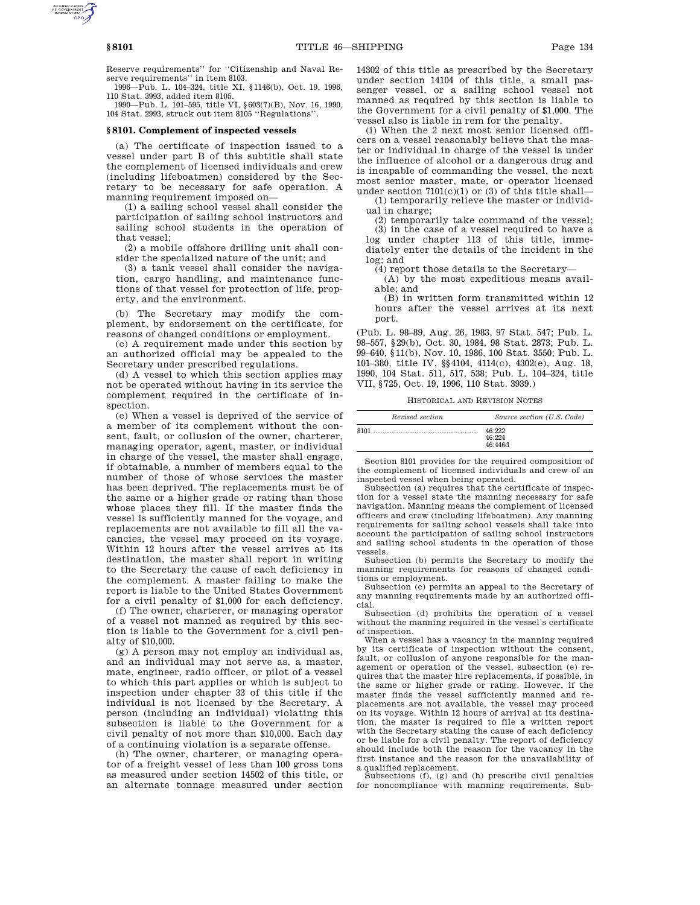Reserve requirements'' for ''Citizenship and Naval Reserve requirements'' in item 8103.

1996—Pub. L. 104–324, title XI, §1146(b), Oct. 19, 1996, 110 Stat. 3993, added item 8105.

1990—Pub. L. 101–595, title VI, §603(7)(B), Nov. 16, 1990, 104 Stat. 2993, struck out item 8105 ''Regulations''.

### § 8101. Complement of inspected vessels

(a) The certificate of inspection issued to a vessel under part B of this subtitle shall state the complement of licensed individuals and crew (including lifeboatmen) considered by the Secretary to be necessary for safe operation. A manning requirement imposed on—

(1) a sailing school vessel shall consider the participation of sailing school instructors and sailing school students in the operation of that vessel;

(2) a mobile offshore drilling unit shall consider the specialized nature of the unit; and

(3) a tank vessel shall consider the navigation, cargo handling, and maintenance functions of that vessel for protection of life, property, and the environment.

(b) The Secretary may modify the complement, by endorsement on the certificate, for reasons of changed conditions or employment.

(c) A requirement made under this section by an authorized official may be appealed to the Secretary under prescribed regulations.

(d) A vessel to which this section applies may not be operated without having in its service the complement required in the certificate of inspection.

(e) When a vessel is deprived of the service of a member of its complement without the consent, fault, or collusion of the owner, charterer, managing operator, agent, master, or individual in charge of the vessel, the master shall engage, if obtainable, a number of members equal to the number of those of whose services the master has been deprived. The replacements must be of the same or a higher grade or rating than those whose places they fill. If the master finds the vessel is sufficiently manned for the voyage, and replacements are not available to fill all the vacancies, the vessel may proceed on its voyage. Within 12 hours after the vessel arrives at its destination, the master shall report in writing to the Secretary the cause of each deficiency in the complement. A master failing to make the report is liable to the United States Government for a civil penalty of $1,000 for each deficiency.

(f) The owner, charterer, or managing operator of a vessel not manned as required by this section is liable to the Government for a civil penalty of $10,000.

(g) A person may not employ an individual as, and an individual may not serve as, a master, mate, engineer, radio officer, or pilot of a vessel to which this part applies or which is subject to inspection under chapter 33 of this title if the individual is not licensed by the Secretary. A person (including an individual) violating this subsection is liable to the Government for a civil penalty of not more than $10,000. Each day of a continuing violation is a separate offense.

(h) The owner, charterer, or managing operator of a freight vessel of less than 100 gross tons as measured under section 14502 of this title, or an alternate tonnage measured under section 14302 of this title as prescribed by the Secretary under section 14104 of this title, a small passenger vessel, or a sailing school vessel not manned as required by this section is liable to the Government for a civil penalty of $1,000. The vessel also is liable in rem for the penalty.

(i) When the 2 next most senior licensed officers on a vessel reasonably believe that the master or individual in charge of the vessel is under the influence of alcohol or a dangerous drug and is incapable of commanding the vessel, the next most senior master, mate, or operator licensed under section 7101(c)(1) or (3) of this title shall—

(1) temporarily relieve the master or individual in charge;

(2) temporarily take command of the vessel;

(3) in the case of a vessel required to have a log under chapter 113 of this title, immediately enter the details of the incident in the log; and

(4) report those details to the Secretary—

(A) by the most expeditious means available; and

(B) in written form transmitted within 12 hours after the vessel arrives at its next port.

(Pub. L. 98–89, Aug. 26, 1983, 97 Stat. 547; Pub. L. 98–557, §29(b), Oct. 30, 1984, 98 Stat. 2873; Pub. L. 99–640, §11(b), Nov. 10, 1986, 100 Stat. 3550; Pub. L. 101–380, title IV, §§4104, 4114(c), 4302(e), Aug. 18, 1990, 104 Stat. 511, 517, 538; Pub. L. 104–324, title VII, §725, Oct. 19, 1996, 110 Stat. 3939.)

HISTORICAL AND REVISION NOTES

| *Revised section* | *Source section (U.S. Code)* |
|---|---|
| 8101 | 46:222<br>46:224<br>46:446d |

Section 8101 provides for the required composition of the complement of licensed individuals and crew of an inspected vessel when being operated.

Subsection (a) requires that the certificate of inspection for a vessel state the manning necessary for safe navigation. Manning means the complement of licensed officers and crew (including lifeboatmen). Any manning requirements for sailing school vessels shall take into account the participation of sailing school instructors and sailing school students in the operation of those vessels.

Subsection (b) permits the Secretary to modify the manning requirements for reasons of changed conditions or employment.

Subsection (c) permits an appeal to the Secretary of any manning requirements made by an authorized official.

Subsection (d) prohibits the operation of a vessel without the manning required in the vessel's certificate of inspection.

When a vessel has a vacancy in the manning required by its certificate of inspection without the consent, fault, or collusion of anyone responsible for the management or operation of the vessel, subsection (e) requires that the master hire replacements, if possible, in the same or higher grade or rating. However, if the master finds the vessel sufficiently manned and replacements are not available, the vessel may proceed on its voyage. Within 12 hours of arrival at its destination, the master is required to file a written report with the Secretary stating the cause of each deficiency or be liable for a civil penalty. The report of deficiency should include both the reason for the vacancy in the first instance and the reason for the unavailability of a qualified replacement.

Subsections (f), (g) and (h) prescribe civil penalties for noncompliance with manning requirements. Sub-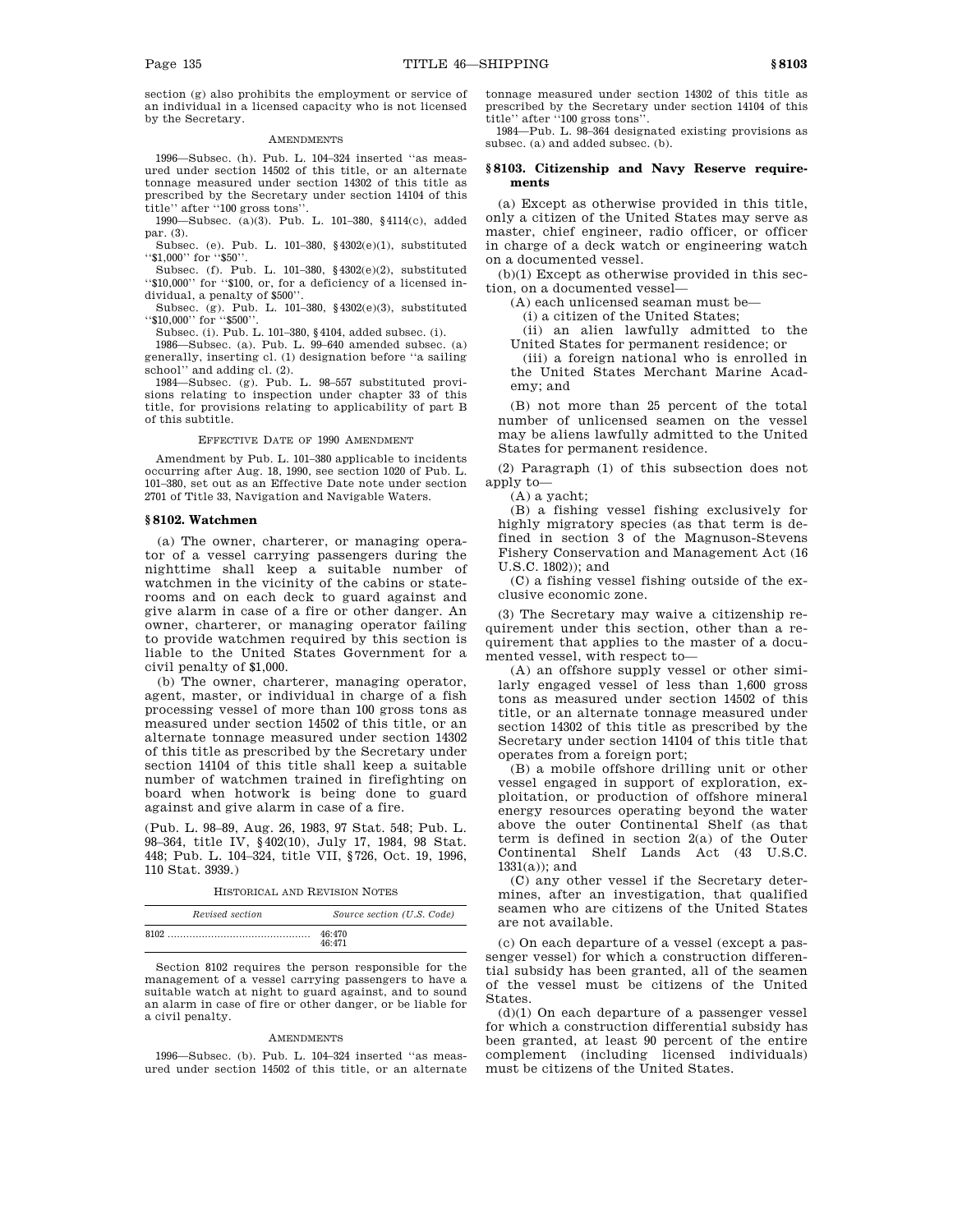section (g) also prohibits the employment or service of an individual in a licensed capacity who is not licensed by the Secretary.

AMENDMENTS

1996—Subsec. (h). Pub. L. 104–324 inserted ''as measured under section 14502 of this title, or an alternate tonnage measured under section 14302 of this title as prescribed by the Secretary under section 14104 of this title'' after ''100 gross tons''.

1990—Subsec. (a)(3). Pub. L. 101–380, §4114(c), added par. (3).

Subsec. (e). Pub. L. 101–380, §4302(e)(1), substituted ''$1,000'' for ''$50''.

Subsec. (f). Pub. L. 101–380, §4302(e)(2), substituted ''$10,000'' for ''$100, or, for a deficiency of a licensed individual, a penalty of $500''.

Subsec. (g). Pub. L. 101–380, §4302(e)(3), substituted ''$10,000'' for ''$500''.

Subsec. (i). Pub. L. 101–380, §4104, added subsec. (i).

1986—Subsec. (a). Pub. L. 99–640 amended subsec. (a) generally, inserting cl. (1) designation before ''a sailing school'' and adding cl. (2).

1984—Subsec. (g). Pub. L. 98–557 substituted provisions relating to inspection under chapter 33 of this title, for provisions relating to applicability of part B of this subtitle.

EFFECTIVE DATE OF 1990 AMENDMENT

Amendment by Pub. L. 101–380 applicable to incidents occurring after Aug. 18, 1990, see section 1020 of Pub. L. 101–380, set out as an Effective Date note under section 2701 of Title 33, Navigation and Navigable Waters.

## § 8102. Watchmen

(a) The owner, charterer, or managing operator of a vessel carrying passengers during the nighttime shall keep a suitable number of watchmen in the vicinity of the cabins or staterooms and on each deck to guard against and give alarm in case of a fire or other danger. An owner, charterer, or managing operator failing to provide watchmen required by this section is liable to the United States Government for a civil penalty of $1,000.

(b) The owner, charterer, managing operator, agent, master, or individual in charge of a fish processing vessel of more than 100 gross tons as measured under section 14502 of this title, or an alternate tonnage measured under section 14302 of this title as prescribed by the Secretary under section 14104 of this title shall keep a suitable number of watchmen trained in firefighting on board when hotwork is being done to guard against and give alarm in case of a fire.

(Pub. L. 98–89, Aug. 26, 1983, 97 Stat. 548; Pub. L. 98–364, title IV, §402(10), July 17, 1984, 98 Stat. 448; Pub. L. 104–324, title VII, §726, Oct. 19, 1996, 110 Stat. 3939.)

HISTORICAL AND REVISION NOTES

| *Revised section* | *Source section (U.S. Code)* |
|---|---|
| 8102 | 46:470<br>46:471 |

Section 8102 requires the person responsible for the management of a vessel carrying passengers to have a suitable watch at night to guard against, and to sound an alarm in case of fire or other danger, or be liable for a civil penalty.

AMENDMENTS

1996—Subsec. (b). Pub. L. 104–324 inserted ''as measured under section 14502 of this title, or an alternate tonnage measured under section 14302 of this title as prescribed by the Secretary under section 14104 of this title'' after ''100 gross tons''.

1984—Pub. L. 98–364 designated existing provisions as subsec. (a) and added subsec. (b).

## § 8103. Citizenship and Navy Reserve requirements

(a) Except as otherwise provided in this title, only a citizen of the United States may serve as master, chief engineer, radio officer, or officer in charge of a deck watch or engineering watch on a documented vessel.

(b)(1) Except as otherwise provided in this section, on a documented vessel—

(A) each unlicensed seaman must be—

(i) a citizen of the United States;

(ii) an alien lawfully admitted to the United States for permanent residence; or

(iii) a foreign national who is enrolled in the United States Merchant Marine Academy; and

(B) not more than 25 percent of the total number of unlicensed seamen on the vessel may be aliens lawfully admitted to the United States for permanent residence.

(2) Paragraph (1) of this subsection does not apply to—

(A) a yacht;

(B) a fishing vessel fishing exclusively for highly migratory species (as that term is defined in section 3 of the Magnuson-Stevens Fishery Conservation and Management Act (16 U.S.C. 1802)); and

(C) a fishing vessel fishing outside of the exclusive economic zone.

(3) The Secretary may waive a citizenship requirement under this section, other than a requirement that applies to the master of a documented vessel, with respect to—

(A) an offshore supply vessel or other similarly engaged vessel of less than 1,600 gross tons as measured under section 14502 of this title, or an alternate tonnage measured under section 14302 of this title as prescribed by the Secretary under section 14104 of this title that operates from a foreign port;

(B) a mobile offshore drilling unit or other vessel engaged in support of exploration, exploitation, or production of offshore mineral energy resources operating beyond the water above the outer Continental Shelf (as that term is defined in section 2(a) of the Outer Continental Shelf Lands Act (43 U.S.C. 1331(a)); and

(C) any other vessel if the Secretary determines, after an investigation, that qualified seamen who are citizens of the United States are not available.

(c) On each departure of a vessel (except a passenger vessel) for which a construction differential subsidy has been granted, all of the seamen of the vessel must be citizens of the United States.

(d)(1) On each departure of a passenger vessel for which a construction differential subsidy has been granted, at least 90 percent of the entire complement (including licensed individuals) must be citizens of the United States.